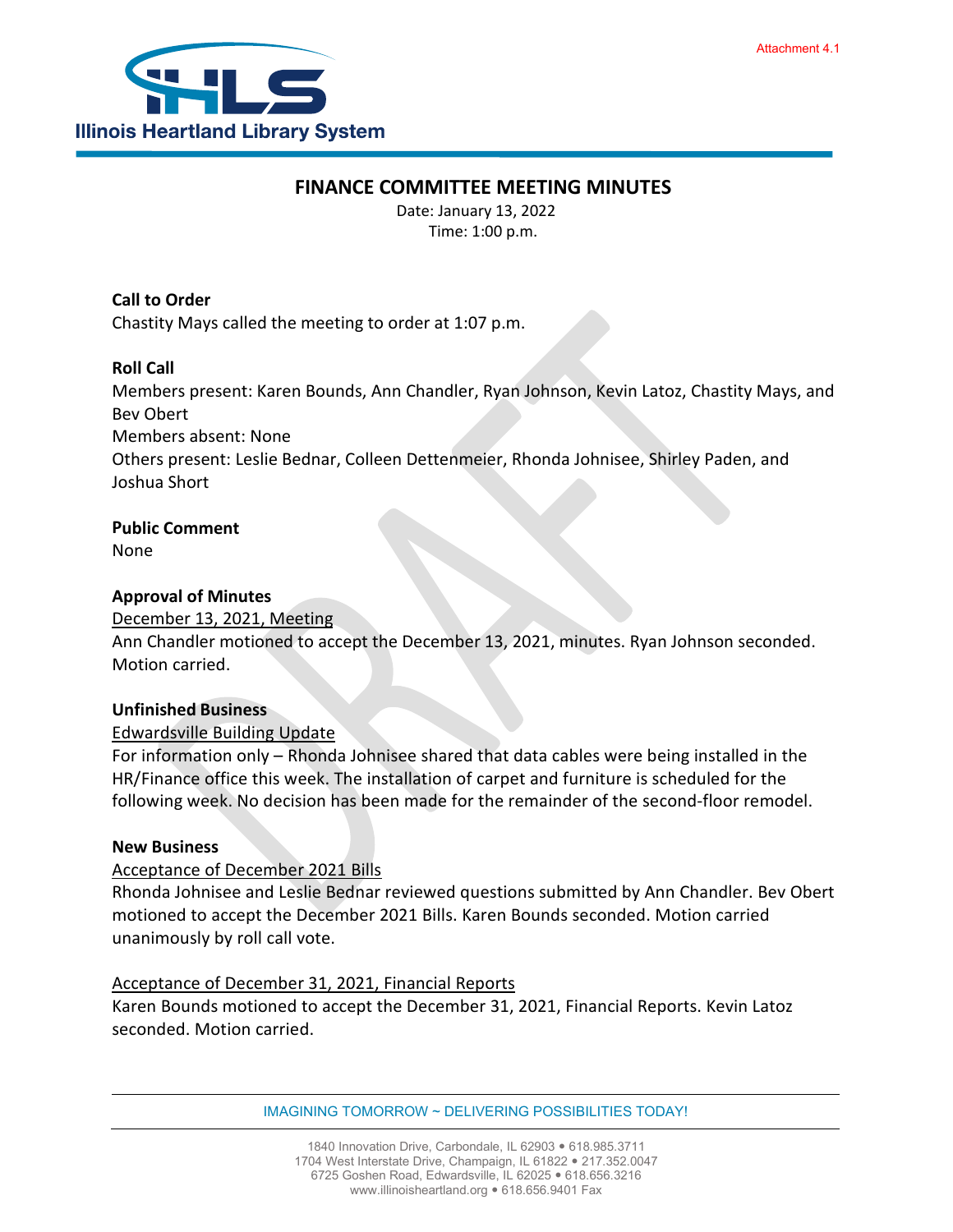Attachment 4.1

Illinois Heartland Library System

# FINANCE COMMITTEE MEETING MINUTES

Date: January 13, 2022
Time: 1:00 p.m.

**Call to Order**
Chastity Mays called the meeting to order at 1:07 p.m.

**Roll Call**
Members present: Karen Bounds, Ann Chandler, Ryan Johnson, Kevin Latoz, Chastity Mays, and Bev Obert
Members absent: None
Others present: Leslie Bednar, Colleen Dettenmeier, Rhonda Johnisee, Shirley Paden, and Joshua Short

**Public Comment**
None

**Approval of Minutes**
December 13, 2021, Meeting
Ann Chandler motioned to accept the December 13, 2021, minutes. Ryan Johnson seconded. Motion carried.

**Unfinished Business**
Edwardsville Building Update
For information only – Rhonda Johnisee shared that data cables were being installed in the HR/Finance office this week. The installation of carpet and furniture is scheduled for the following week. No decision has been made for the remainder of the second-floor remodel.

**New Business**
Acceptance of December 2021 Bills
Rhonda Johnisee and Leslie Bednar reviewed questions submitted by Ann Chandler. Bev Obert motioned to accept the December 2021 Bills. Karen Bounds seconded. Motion carried unanimously by roll call vote.

Acceptance of December 31, 2021, Financial Reports
Karen Bounds motioned to accept the December 31, 2021, Financial Reports. Kevin Latoz seconded. Motion carried.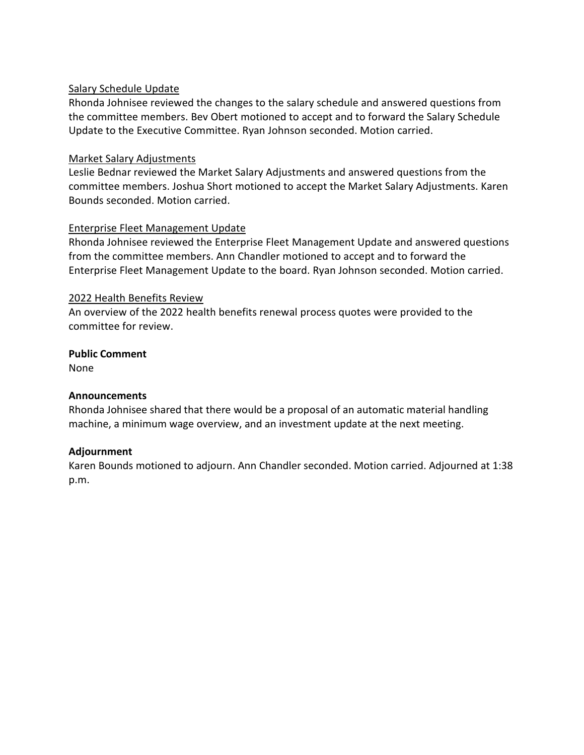Salary Schedule Update

Rhonda Johnisee reviewed the changes to the salary schedule and answered questions from the committee members. Bev Obert motioned to accept and to forward the Salary Schedule Update to the Executive Committee. Ryan Johnson seconded. Motion carried.

Market Salary Adjustments

Leslie Bednar reviewed the Market Salary Adjustments and answered questions from the committee members. Joshua Short motioned to accept the Market Salary Adjustments. Karen Bounds seconded. Motion carried.

Enterprise Fleet Management Update

Rhonda Johnisee reviewed the Enterprise Fleet Management Update and answered questions from the committee members. Ann Chandler motioned to accept and to forward the Enterprise Fleet Management Update to the board. Ryan Johnson seconded. Motion carried.

2022 Health Benefits Review

An overview of the 2022 health benefits renewal process quotes were provided to the committee for review.

**Public Comment**

None

**Announcements**

Rhonda Johnisee shared that there would be a proposal of an automatic material handling machine, a minimum wage overview, and an investment update at the next meeting.

**Adjournment**

Karen Bounds motioned to adjourn. Ann Chandler seconded. Motion carried. Adjourned at 1:38 p.m.